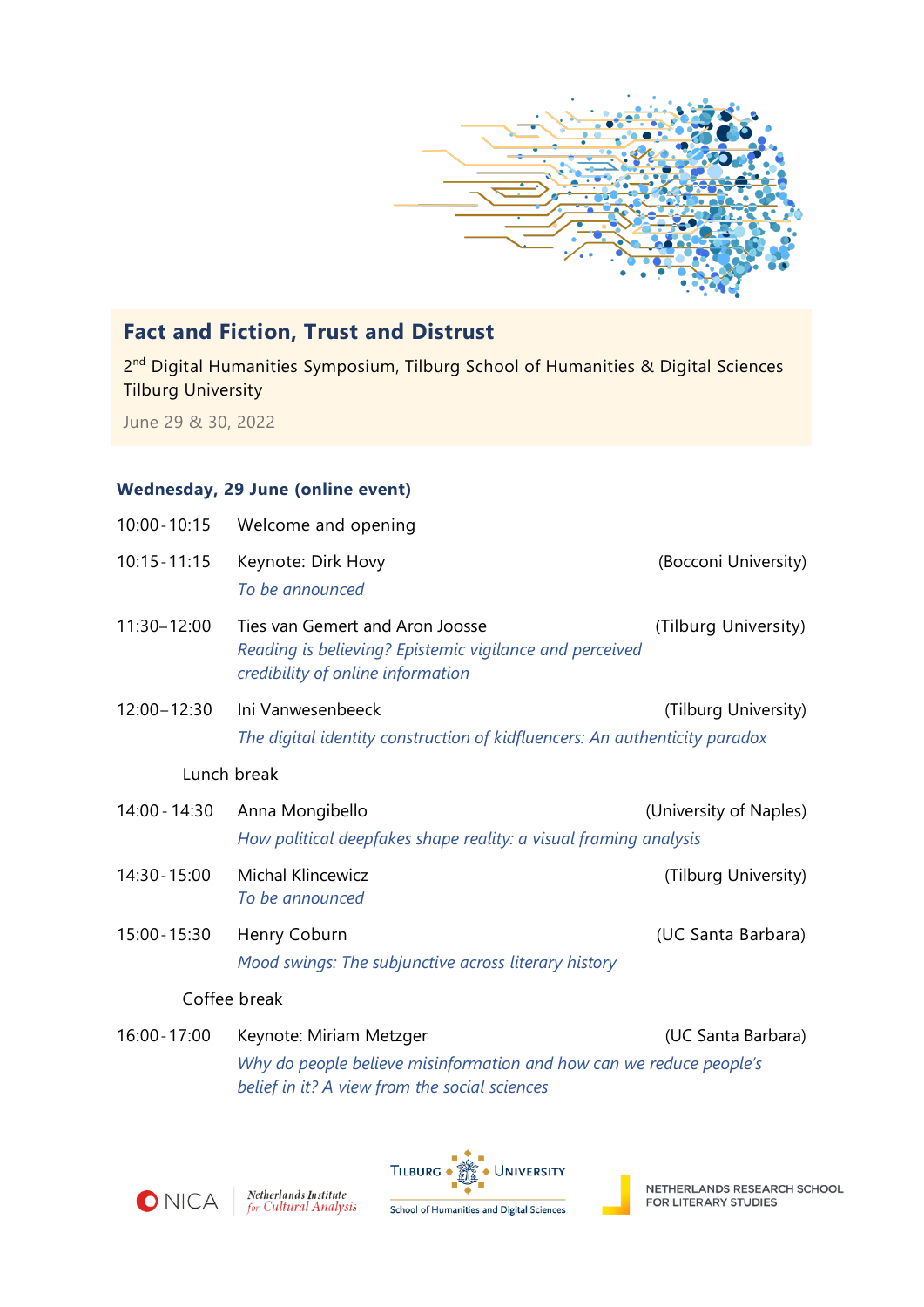# Fact and Fiction, Trust and Distrust

2nd Digital Humanities Symposium, Tilburg School of Humanities & Digital Sciences
Tilburg University

June 29 & 30, 2022

## Wednesday, 29 June (online event)

| Time | Programme | Affiliation |
|---|---|---|
| 10:00 - 10:15 | Welcome and opening | |
| 10:15 - 11:15 | Keynote: Dirk Hovy<br>*To be announced* | (Bocconi University) |
| 11:30–12:00 | Ties van Gemert and Aron Joosse<br>*Reading is believing? Epistemic vigilance and perceived credibility of online information* | (Tilburg University) |
| 12:00–12:30 | Ini Vanwesenbeeck<br>*The digital identity construction of kidfluencers: An authenticity paradox* | (Tilburg University) |
| | Lunch break | |
| 14:00 - 14:30 | Anna Mongibello<br>*How political deepfakes shape reality: a visual framing analysis* | (University of Naples) |
| 14:30 - 15:00 | Michal Klincewicz<br>*To be announced* | (Tilburg University) |
| 15:00 - 15:30 | Henry Coburn<br>*Mood swings: The subjunctive across literary history* | (UC Santa Barbara) |
| | Coffee break | |
| 16:00 - 17:00 | Keynote: Miriam Metzger<br>*Why do people believe misinformation and how can we reduce people's belief in it? A view from the social sciences* | (UC Santa Barbara) |

NICA Netherlands Institute for Cultural Analysis

Tilburg University – School of Humanities and Digital Sciences

Netherlands Research School for Literary Studies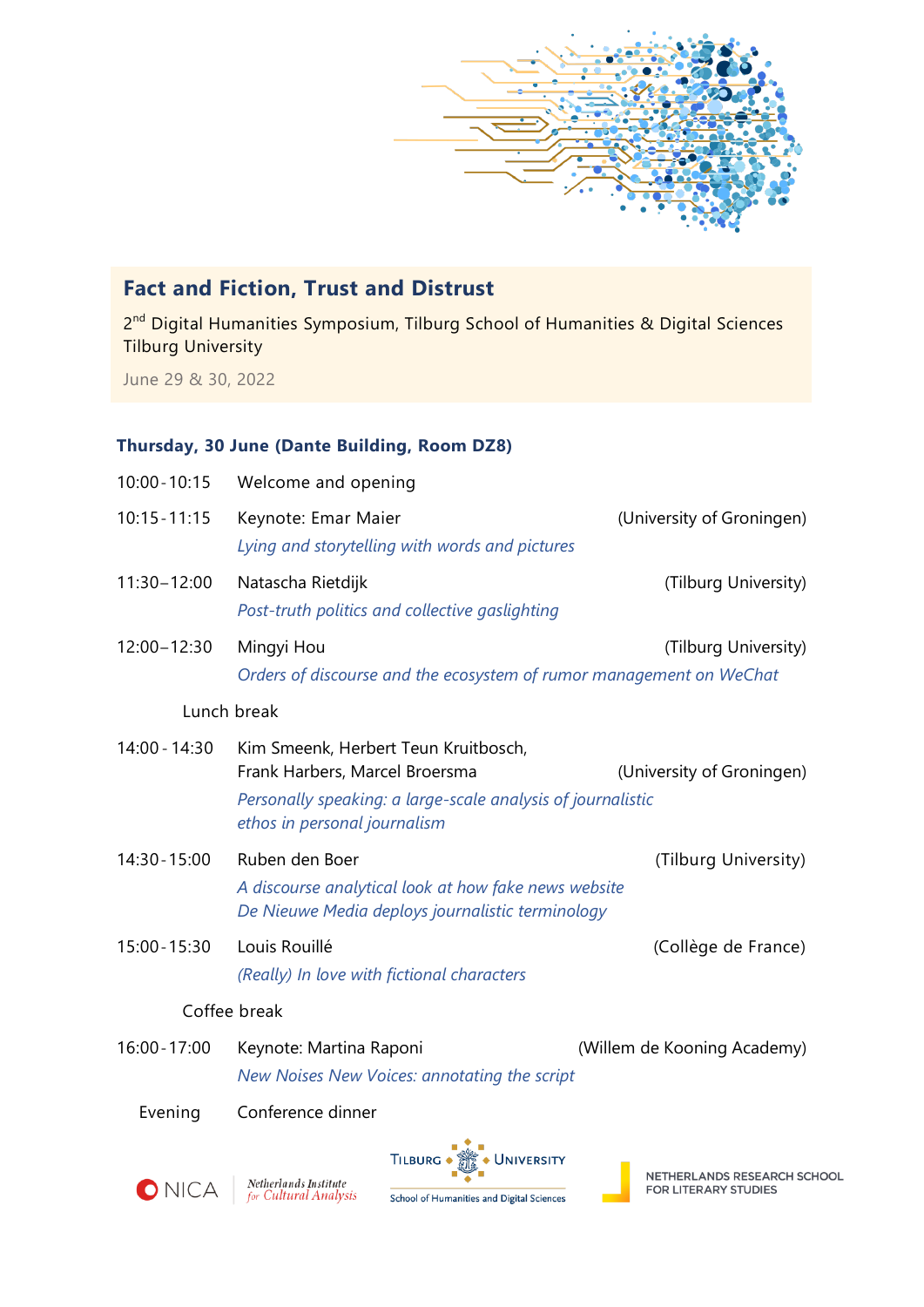## Fact and Fiction, Trust and Distrust

2nd Digital Humanities Symposium, Tilburg School of Humanities & Digital Sciences Tilburg University

June 29 & 30, 2022

### Thursday, 30 June (Dante Building, Room DZ8)

10:00 - 10:15 Welcome and opening

10:15 - 11:15 Keynote: Emar Maier (University of Groningen)
*Lying and storytelling with words and pictures*

11:30–12:00 Natascha Rietdijk (Tilburg University)
*Post-truth politics and collective gaslighting*

12:00–12:30 Mingyi Hou (Tilburg University)
*Orders of discourse and the ecosystem of rumor management on WeChat*

Lunch break

14:00 - 14:30 Kim Smeenk, Herbert Teun Kruitbosch, Frank Harbers, Marcel Broersma (University of Groningen)
*Personally speaking: a large-scale analysis of journalistic ethos in personal journalism*

14:30 - 15:00 Ruben den Boer (Tilburg University)
*A discourse analytical look at how fake news website De Nieuwe Media deploys journalistic terminology*

15:00 - 15:30 Louis Rouillé (Collège de France)
*(Really) In love with fictional characters*

Coffee break

16:00 - 17:00 Keynote: Martina Raponi (Willem de Kooning Academy)
*New Noises New Voices: annotating the script*

Evening Conference dinner

NICA Netherlands Institute for Cultural Analysis

Tilburg University School of Humanities and Digital Sciences

Netherlands Research School for Literary Studies